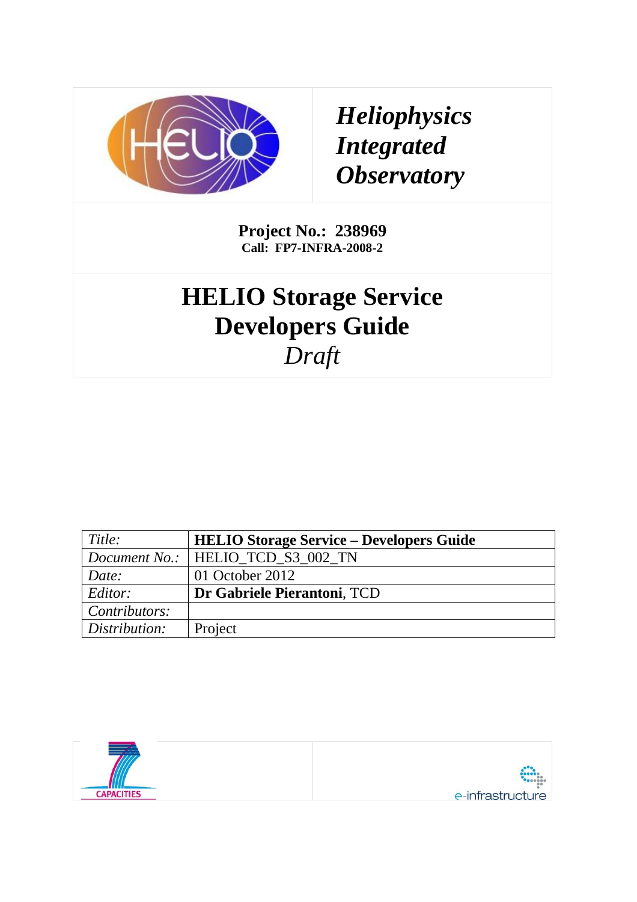*Heliophysics Integrated Observatory*

**Project No.: 238969**
**Call: FP7-INFRA-2008-2**

# HELIO Storage Service Developers Guide

*Draft*

| *Title:* | **HELIO Storage Service – Developers Guide** |
|---|---|
| *Document No.:* | HELIO_TCD_S3_002_TN |
| *Date:* | 01 October 2012 |
| *Editor:* | **Dr Gabriele Pierantoni**, TCD |
| *Contributors:* | |
| *Distribution:* | Project |

CAPACITIES

e-infrastructure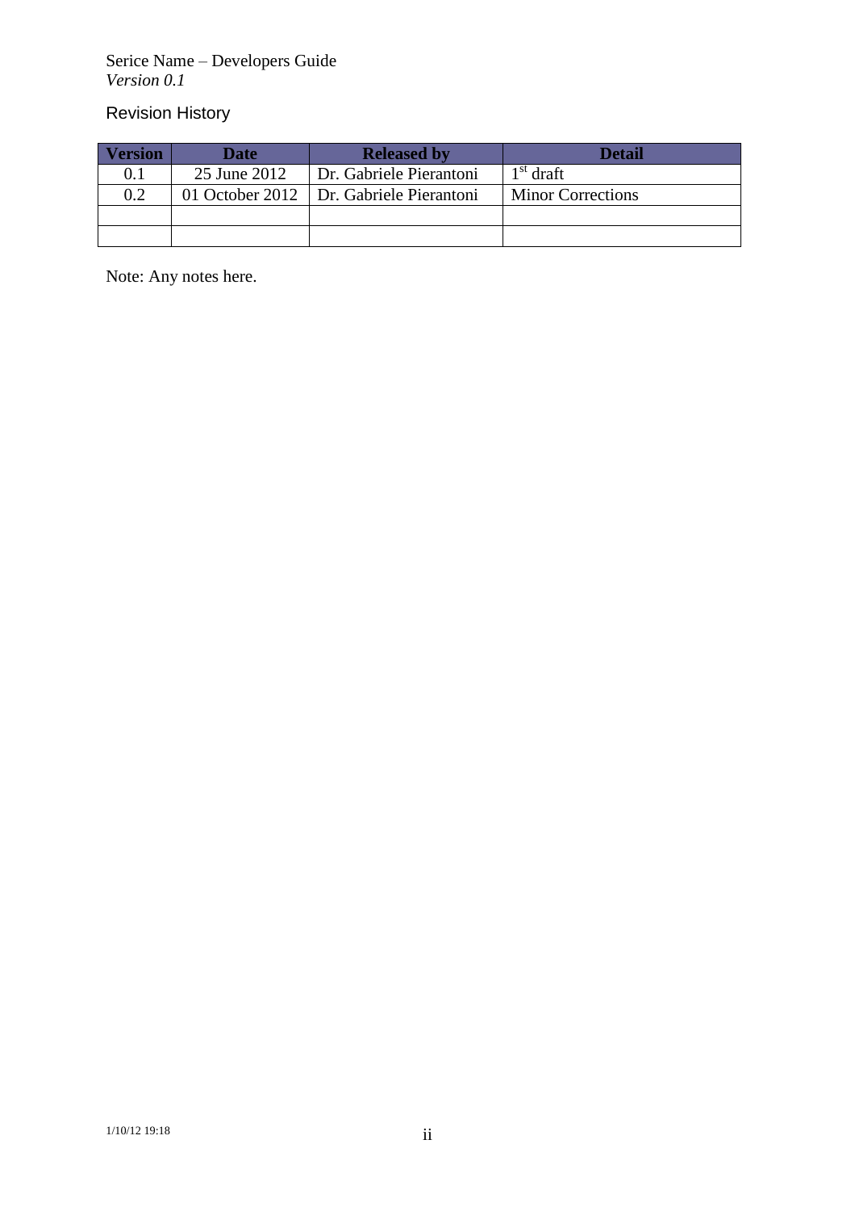## Revision History

| Version | Date | Released by | Detail |
| --- | --- | --- | --- |
| 0.1 | 25 June 2012 | Dr. Gabriele Pierantoni | 1st draft |
| 0.2 | 01 October 2012 | Dr. Gabriele Pierantoni | Minor Corrections |
| | | | |
| | | | |

Note: Any notes here.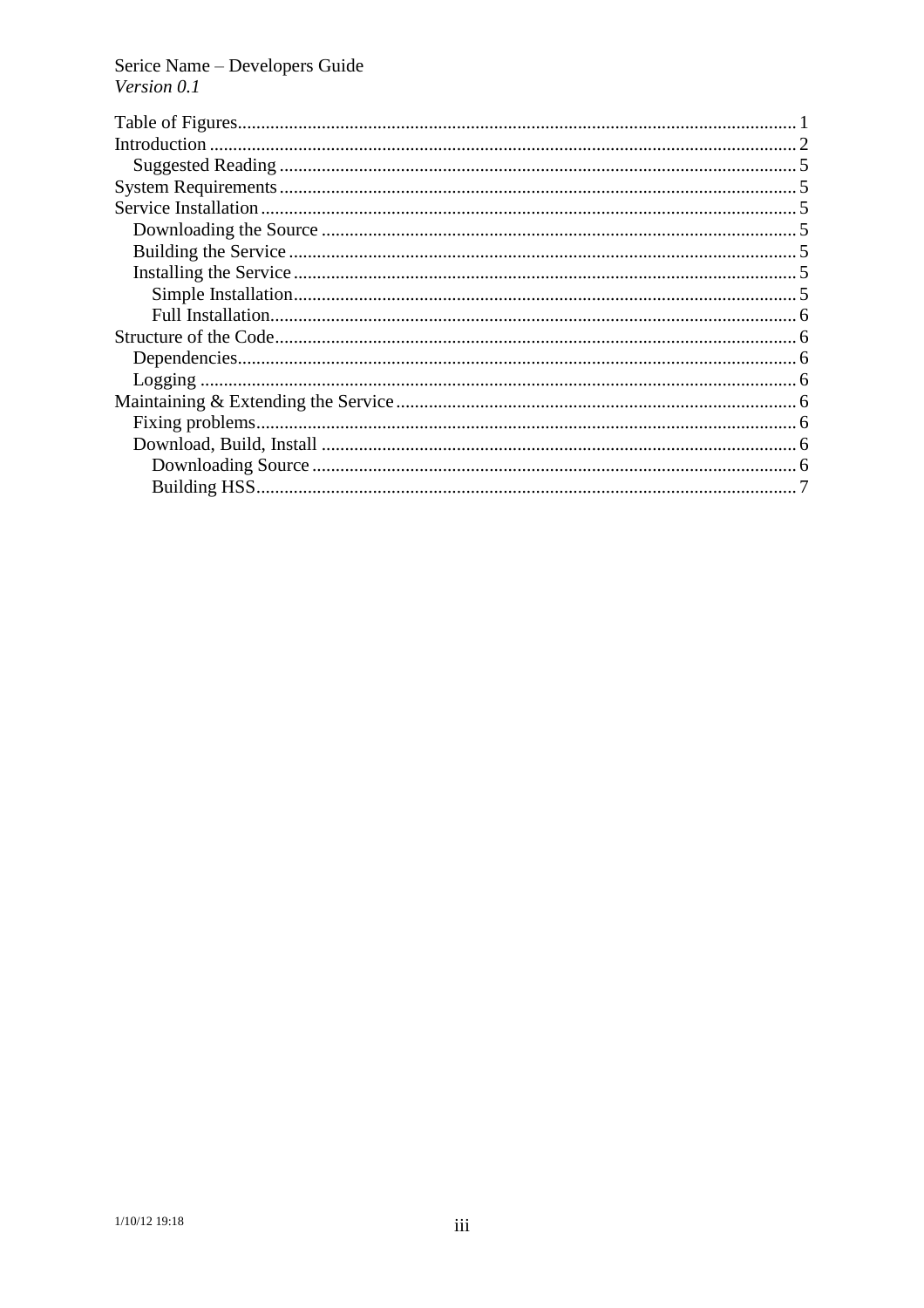Serice Name – Developers Guide
*Version 0.1*

- Table of Figures ........ 1
- Introduction ........ 2
  - Suggested Reading ........ 5
- System Requirements ........ 5
- Service Installation ........ 5
  - Downloading the Source ........ 5
  - Building the Service ........ 5
  - Installing the Service ........ 5
    - Simple Installation ........ 5
    - Full Installation ........ 6
- Structure of the Code ........ 6
  - Dependencies ........ 6
  - Logging ........ 6
- Maintaining & Extending the Service ........ 6
  - Fixing problems ........ 6
  - Download, Build, Install ........ 6
    - Downloading Source ........ 6
    - Building HSS ........ 7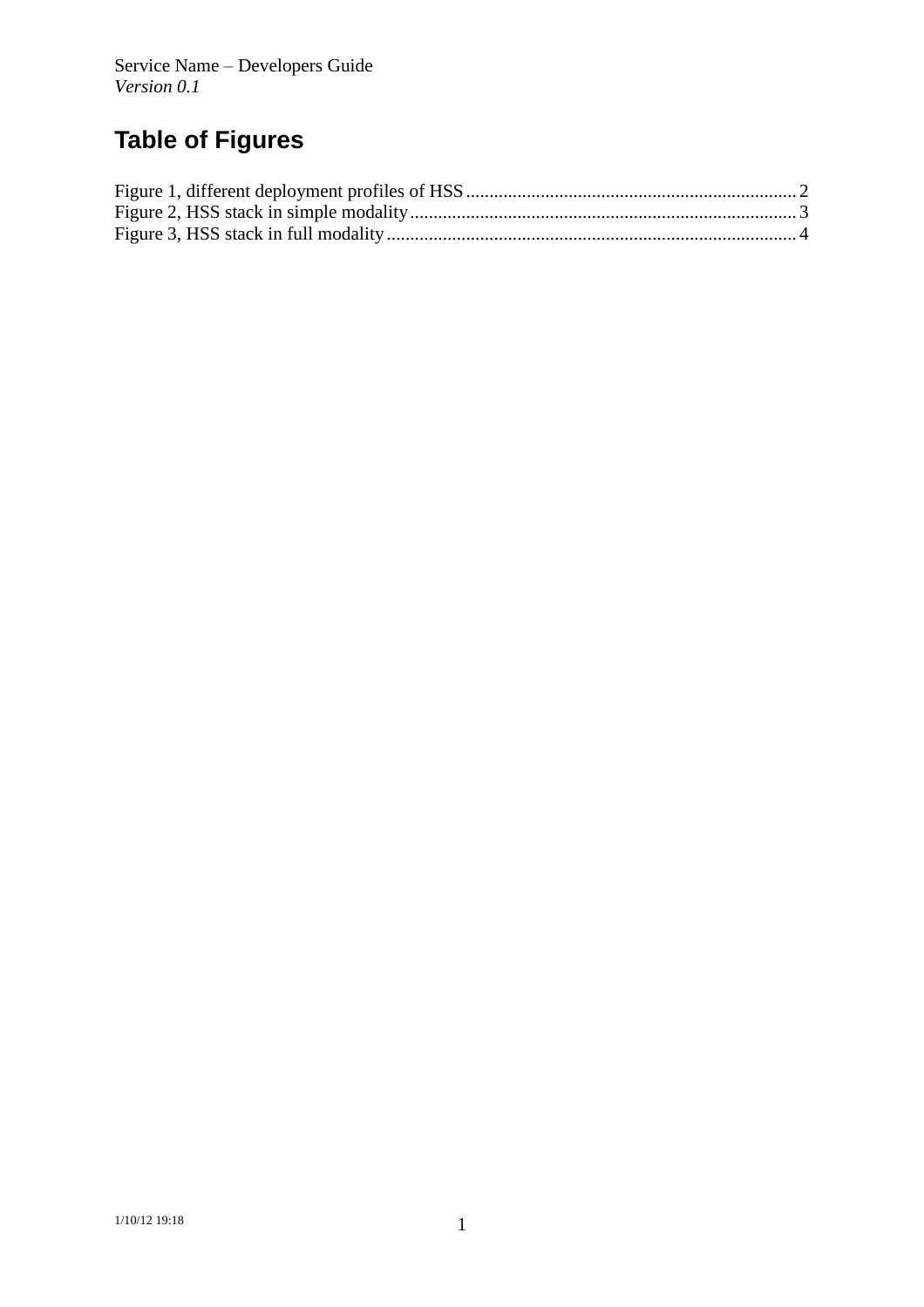# Table of Figures

Figure 1, different deployment profiles of HSS ....................................................................... 2
Figure 2, HSS stack in simple modality.................................................................................... 3
Figure 3, HSS stack in full modality ........................................................................................ 4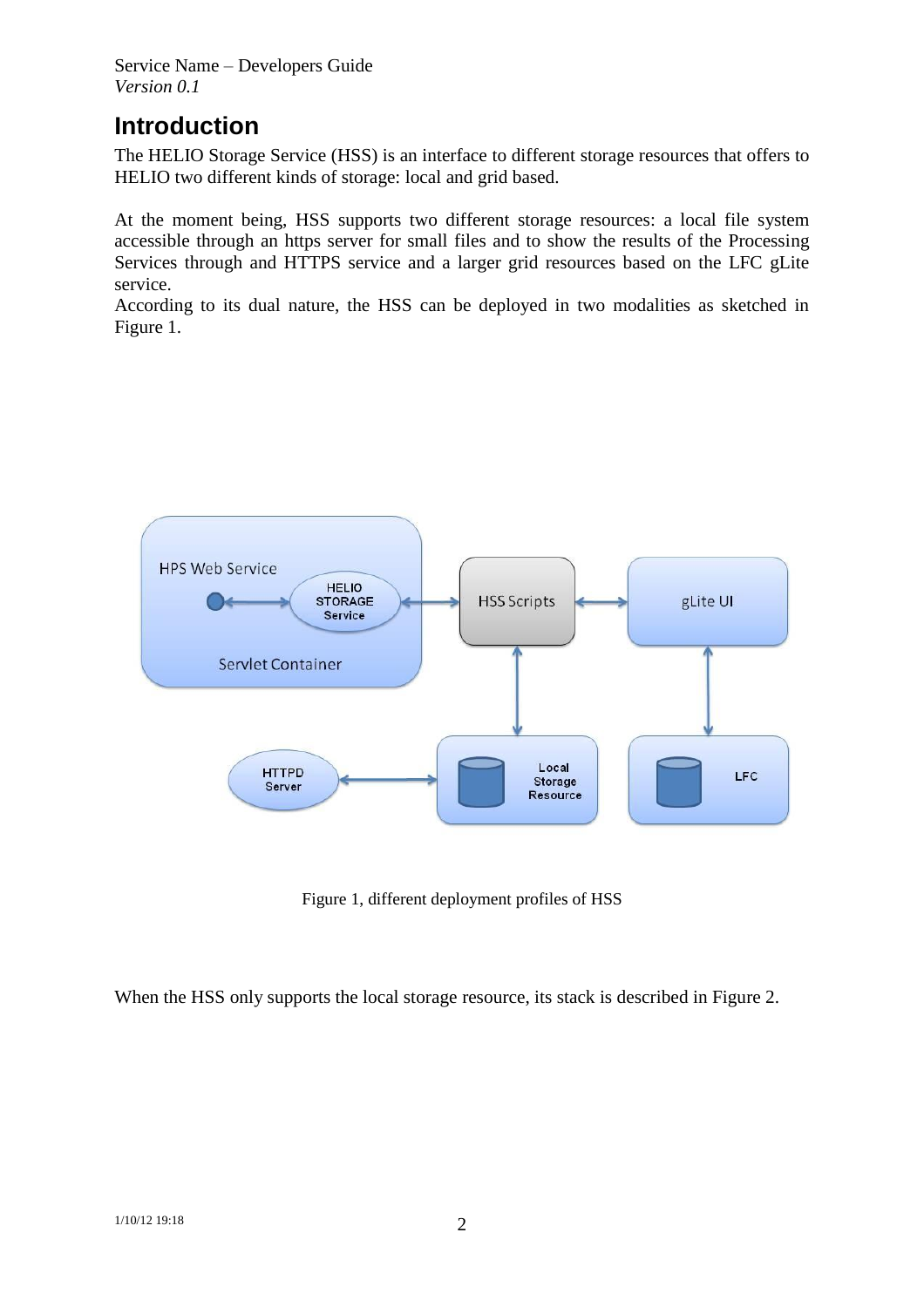# Introduction

The HELIO Storage Service (HSS) is an interface to different storage resources that offers to HELIO two different kinds of storage: local and grid based.

At the moment being, HSS supports two different storage resources: a local file system accessible through an https server for small files and to show the results of the Processing Services through and HTTPS service and a larger grid resources based on the LFC gLite service.

According to its dual nature, the HSS can be deployed in two modalities as sketched in Figure 1.

Figure 1, different deployment profiles of HSS

When the HSS only supports the local storage resource, its stack is described in Figure 2.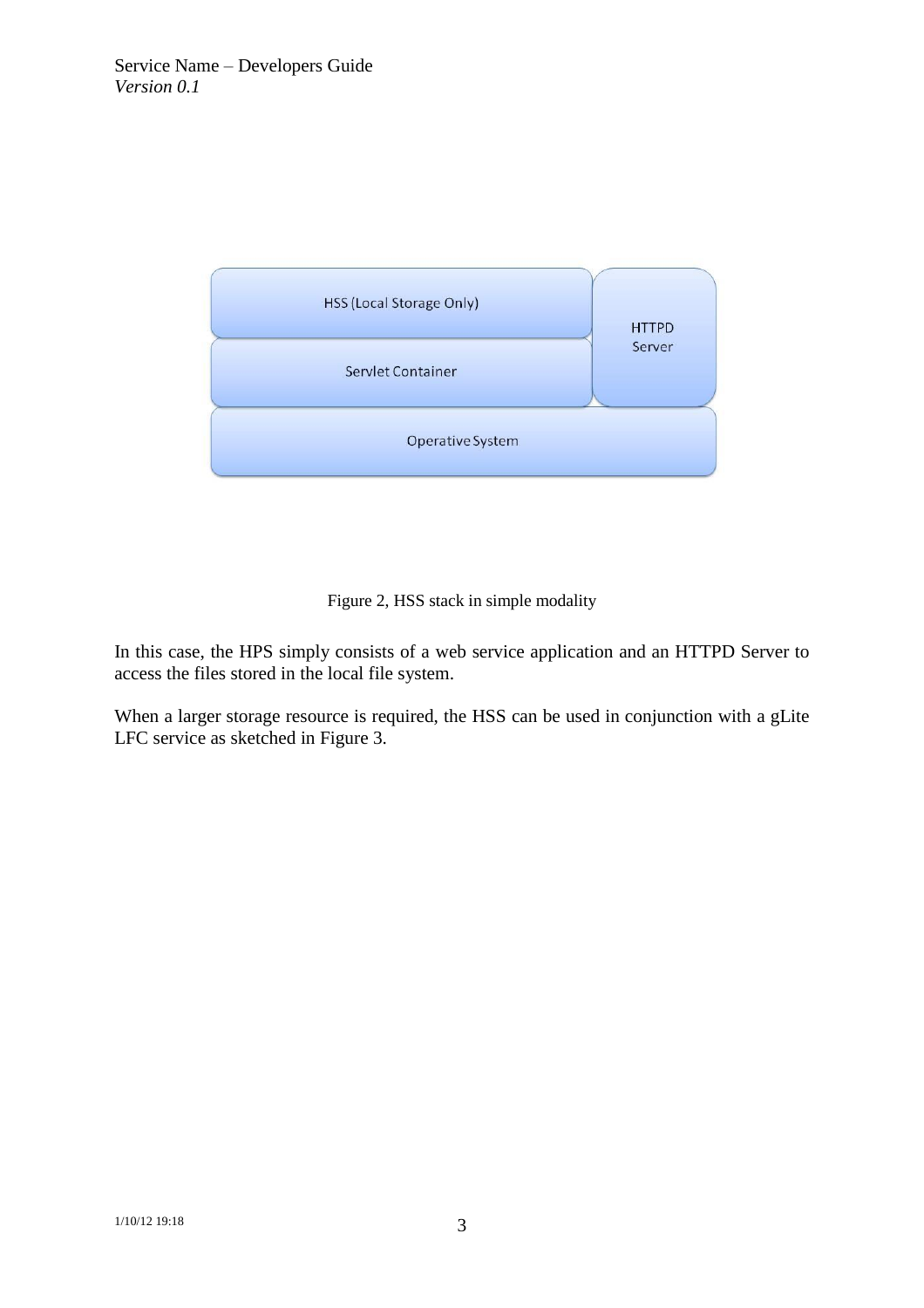Figure 2, HSS stack in simple modality

In this case, the HPS simply consists of a web service application and an HTTPD Server to access the files stored in the local file system.

When a larger storage resource is required, the HSS can be used in conjunction with a gLite LFC service as sketched in Figure 3.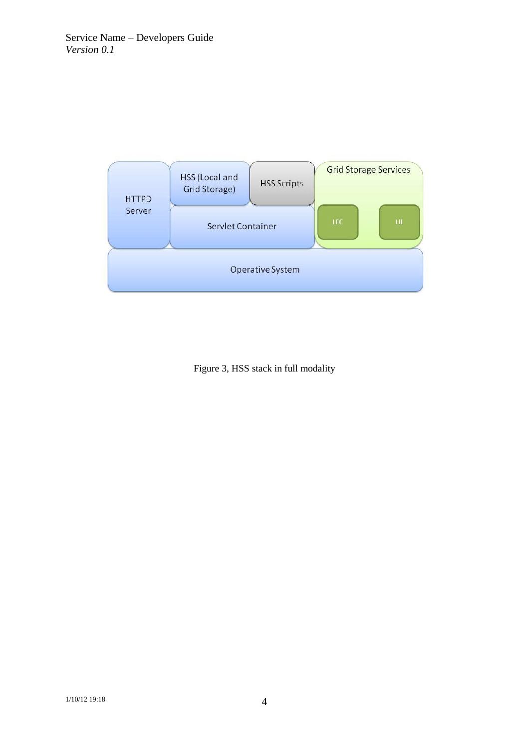Figure 3, HSS stack in full modality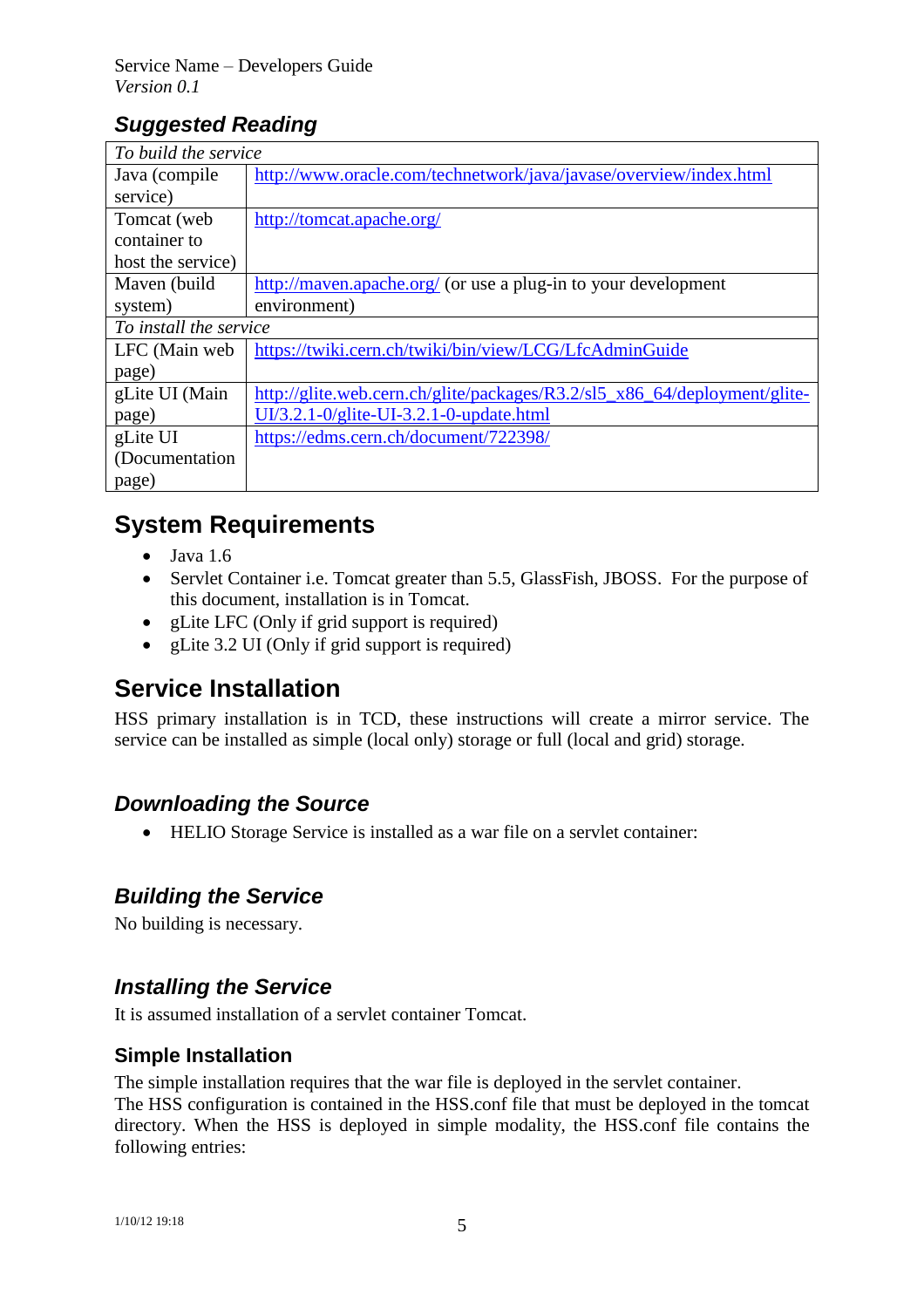## Suggested Reading

| *To build the service* | |
|---|---|
| Java (compile service) | http://www.oracle.com/technetwork/java/javase/overview/index.html |
| Tomcat (web container to host the service) | http://tomcat.apache.org/ |
| Maven (build system) | http://maven.apache.org/ (or use a plug-in to your development environment) |
| *To install the service* | |
| LFC (Main web page) | https://twiki.cern.ch/twiki/bin/view/LCG/LfcAdminGuide |
| gLite UI (Main page) | http://glite.web.cern.ch/glite/packages/R3.2/sl5_x86_64/deployment/glite-UI/3.2.1-0/glite-UI-3.2.1-0-update.html |
| gLite UI (Documentation page) | https://edms.cern.ch/document/722398/ |

# System Requirements

- Java 1.6
- Servlet Container i.e. Tomcat greater than 5.5, GlassFish, JBOSS. For the purpose of this document, installation is in Tomcat.
- gLite LFC (Only if grid support is required)
- gLite 3.2 UI (Only if grid support is required)

# Service Installation

HSS primary installation is in TCD, these instructions will create a mirror service. The service can be installed as simple (local only) storage or full (local and grid) storage.

## Downloading the Source

- HELIO Storage Service is installed as a war file on a servlet container:

## Building the Service

No building is necessary.

## Installing the Service

It is assumed installation of a servlet container Tomcat.

### Simple Installation

The simple installation requires that the war file is deployed in the servlet container.
The HSS configuration is contained in the HSS.conf file that must be deployed in the tomcat directory. When the HSS is deployed in simple modality, the HSS.conf file contains the following entries: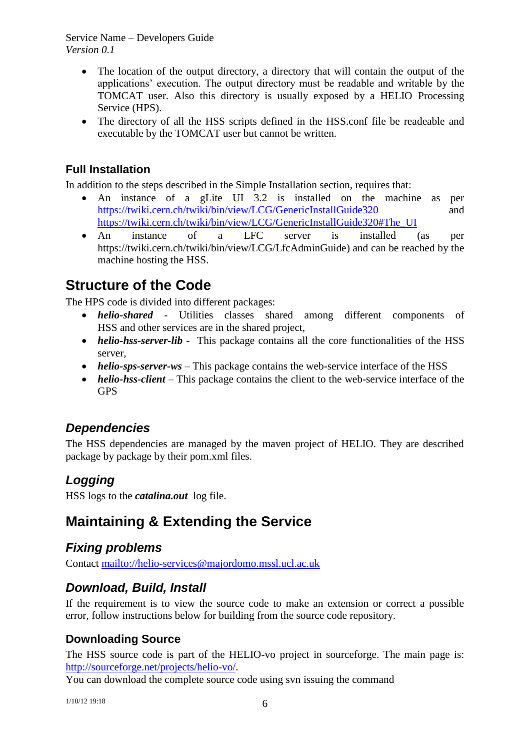- The location of the output directory, a directory that will contain the output of the applications' execution. The output directory must be readable and writable by the TOMCAT user. Also this directory is usually exposed by a HELIO Processing Service (HPS).
- The directory of all the HSS scripts defined in the HSS.conf file be readeable and executable by the TOMCAT user but cannot be written.

### Full Installation

In addition to the steps described in the Simple Installation section, requires that:

- An instance of a gLite UI 3.2 is installed on the machine as per [https://twiki.cern.ch/twiki/bin/view/LCG/GenericInstallGuide320](https://twiki.cern.ch/twiki/bin/view/LCG/GenericInstallGuide320) and [https://twiki.cern.ch/twiki/bin/view/LCG/GenericInstallGuide320#The_UI](https://twiki.cern.ch/twiki/bin/view/LCG/GenericInstallGuide320#The_UI)
- An instance of a LFC server is installed (as per https://twiki.cern.ch/twiki/bin/view/LCG/LfcAdminGuide) and can be reached by the machine hosting the HSS.

# Structure of the Code

The HPS code is divided into different packages:

- ***helio-shared*** - Utilities classes shared among different components of HSS and other services are in the shared project,
- ***helio-hss-server-lib*** - This package contains all the core functionalities of the HSS server,
- ***helio-sps-server-ws*** – This package contains the web-service interface of the HSS
- ***helio-hss-client*** – This package contains the client to the web-service interface of the GPS

## *Dependencies*

The HSS dependencies are managed by the maven project of HELIO. They are described package by package by their pom.xml files.

## *Logging*

HSS logs to the ***catalina.out*** log file.

# Maintaining & Extending the Service

## *Fixing problems*

Contact [mailto://helio-services@majordomo.mssl.ucl.ac.uk](mailto://helio-services@majordomo.mssl.ucl.ac.uk)

## *Download, Build, Install*

If the requirement is to view the source code to make an extension or correct a possible error, follow instructions below for building from the source code repository.

### Downloading Source

The HSS source code is part of the HELIO-vo project in sourceforge. The main page is: [http://sourceforge.net/projects/helio-vo/](http://sourceforge.net/projects/helio-vo/).

You can download the complete source code using svn issuing the command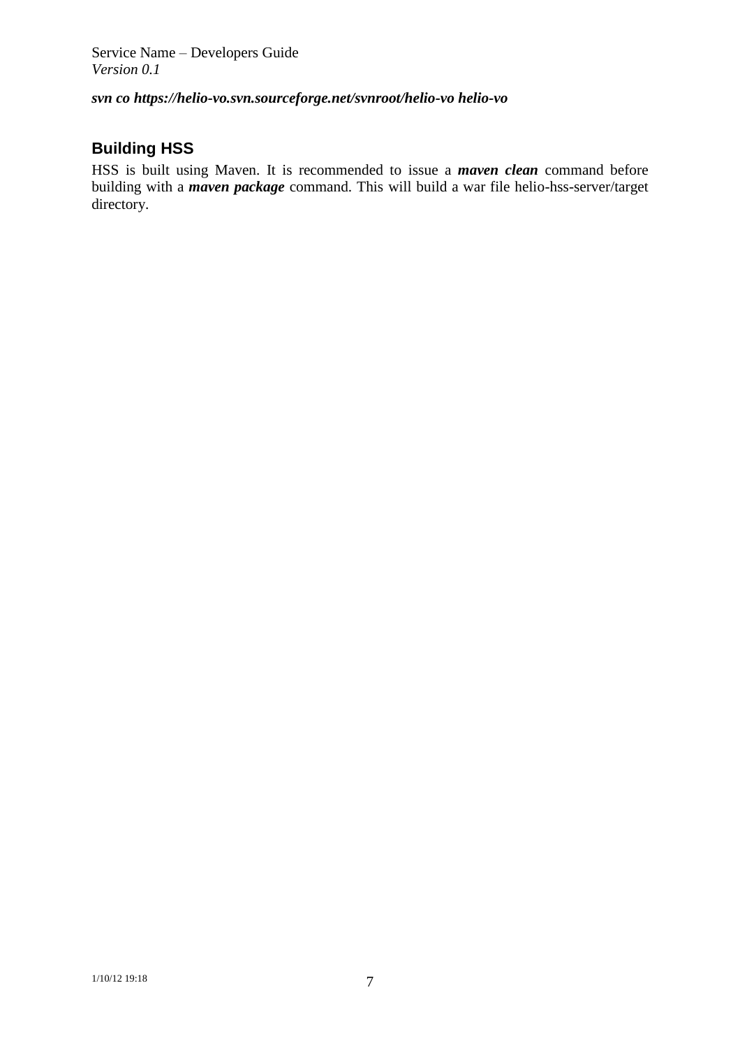***svn co https://helio-vo.svn.sourceforge.net/svnroot/helio-vo helio-vo***

## Building HSS

HSS is built using Maven. It is recommended to issue a ***maven clean*** command before building with a ***maven package*** command. This will build a war file helio-hss-server/target directory.